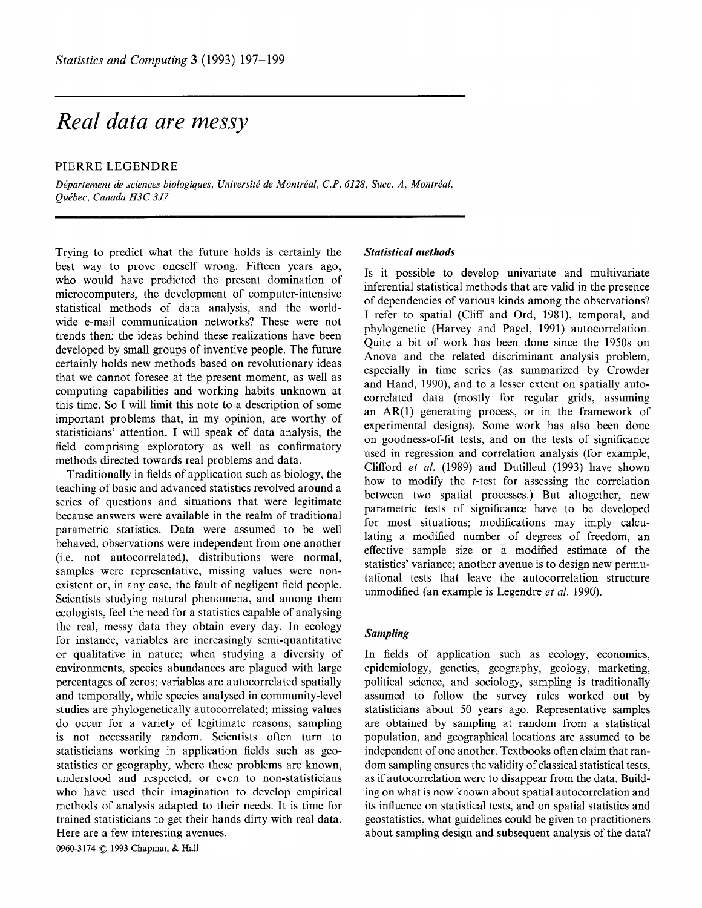# Real data are messy

PIERRE LEGENDRE

*Département de sciences biologiques, Université de Montréal, C.P. 6128, Succ. A, Montréal, Québec, Canada H3C 3J7*

Trying to predict what the future holds is certainly the best way to prove oneself wrong. Fifteen years ago, who would have predicted the present domination of microcomputers, the development of computer-intensive statistical methods of data analysis, and the worldwide e-mail communication networks? These were not trends then; the ideas behind these realizations have been developed by small groups of inventive people. The future certainly holds new methods based on revolutionary ideas that we cannot foresee at the present moment, as well as computing capabilities and working habits unknown at this time. So I will limit this note to a description of some important problems that, in my opinion, are worthy of statisticians' attention. I will speak of data analysis, the field comprising exploratory as well as confirmatory methods directed towards real problems and data.

Traditionally in fields of application such as biology, the teaching of basic and advanced statistics revolved around a series of questions and situations that were legitimate because answers were available in the realm of traditional parametric statistics. Data were assumed to be well behaved, observations were independent from one another (i.e. not autocorrelated), distributions were normal, samples were representative, missing values were nonexistent or, in any case, the fault of negligent field people. Scientists studying natural phenomena, and among them ecologists, feel the need for a statistics capable of analysing the real, messy data they obtain every day. In ecology for instance, variables are increasingly semi-quantitative or qualitative in nature; when studying a diversity of environments, species abundances are plagued with large percentages of zeros; variables are autocorrelated spatially and temporally, while species analysed in community-level studies are phylogenetically autocorrelated; missing values do occur for a variety of legitimate reasons; sampling is not necessarily random. Scientists often turn to statisticians working in application fields such as geostatistics or geography, where these problems are known, understood and respected, or even to non-statisticians who have used their imagination to develop empirical methods of analysis adapted to their needs. It is time for trained statisticians to get their hands dirty with real data. Here are a few interesting avenues.

0960-3174 © 1993 Chapman & Hall

### *Statistical methods*

Is it possible to develop univariate and multivariate inferential statistical methods that are valid in the presence of dependencies of various kinds among the observations? I refer to spatial (Cliff and Ord, 1981), temporal, and phylogenetic (Harvey and Pagel, 1991) autocorrelation. Quite a bit of work has been done since the 1950s on Anova and the related discriminant analysis problem, especially in time series (as summarized by Crowder and Hand, 1990), and to a lesser extent on spatially autocorrelated data (mostly for regular grids, assuming an AR(1) generating process, or in the framework of experimental designs). Some work has also been done on goodness-of-fit tests, and on the tests of significance used in regression and correlation analysis (for example, Clifford *et al.* (1989) and Dutilleul (1993) have shown how to modify the $t$-test for assessing the correlation between two spatial processes.) But altogether, new parametric tests of significance have to be developed for most situations; modifications may imply calculating a modified number of degrees of freedom, an effective sample size or a modified estimate of the statistics' variance; another avenue is to design new permutational tests that leave the autocorrelation structure unmodified (an example is Legendre *et al.* 1990).

### *Sampling*

In fields of application such as ecology, economics, epidemiology, genetics, geography, geology, marketing, political science, and sociology, sampling is traditionally assumed to follow the survey rules worked out by statisticians about 50 years ago. Representative samples are obtained by sampling at random from a statistical population, and geographical locations are assumed to be independent of one another. Textbooks often claim that random sampling ensures the validity of classical statistical tests, as if autocorrelation were to disappear from the data. Building on what is now known about spatial autocorrelation and its influence on statistical tests, and on spatial statistics and geostatistics, what guidelines could be given to practitioners about sampling design and subsequent analysis of the data?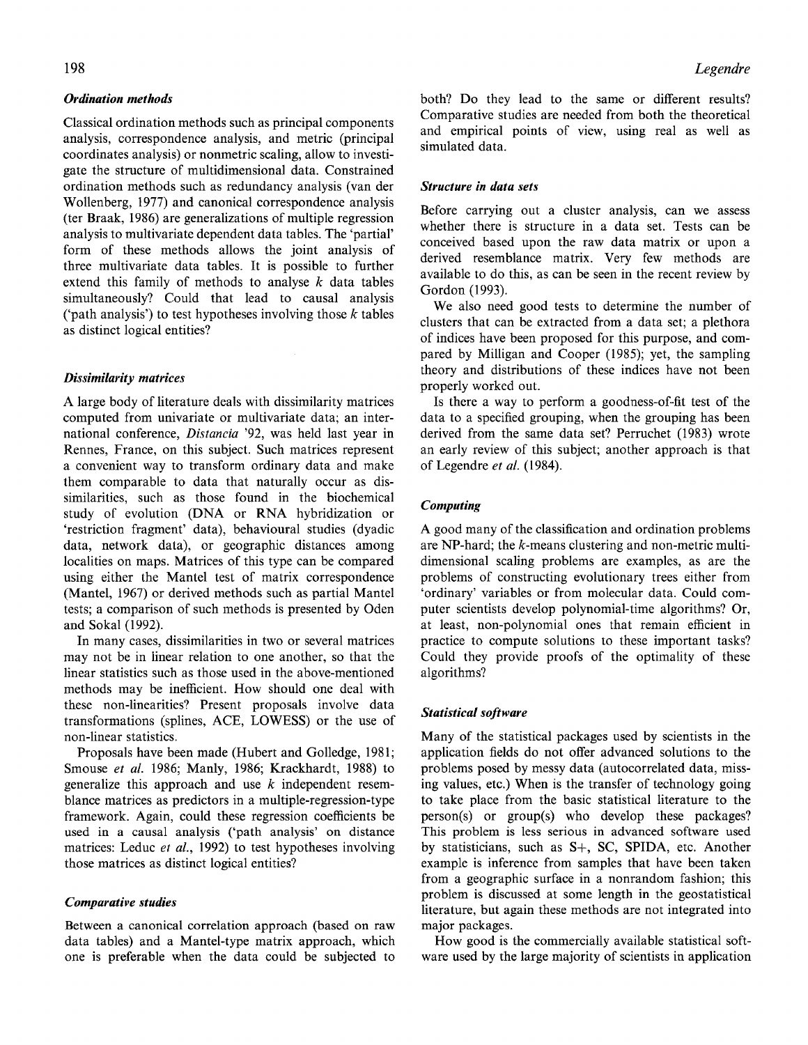### *Ordination methods*

Classical ordination methods such as principal components analysis, correspondence analysis, and metric (principal coordinates analysis) or nonmetric scaling, allow to investigate the structure of multidimensional data. Constrained ordination methods such as redundancy analysis (van der Wollenberg, 1977) and canonical correspondence analysis (ter Braak, 1986) are generalizations of multiple regression analysis to multivariate dependent data tables. The 'partial' form of these methods allows the joint analysis of three multivariate data tables. It is possible to further extend this family of methods to analyse $k$ data tables simultaneously? Could that lead to causal analysis ('path analysis') to test hypotheses involving those $k$ tables as distinct logical entities?

### *Dissimilarity matrices*

A large body of literature deals with dissimilarity matrices computed from univariate or multivariate data; an international conference, *Distancia* '92, was held last year in Rennes, France, on this subject. Such matrices represent a convenient way to transform ordinary data and make them comparable to data that naturally occur as dissimilarities, such as those found in the biochemical study of evolution (DNA or RNA hybridization or 'restriction fragment' data), behavioural studies (dyadic data, network data), or geographic distances among localities on maps. Matrices of this type can be compared using either the Mantel test of matrix correspondence (Mantel, 1967) or derived methods such as partial Mantel tests; a comparison of such methods is presented by Oden and Sokal (1992).

In many cases, dissimilarities in two or several matrices may not be in linear relation to one another, so that the linear statistics such as those used in the above-mentioned methods may be inefficient. How should one deal with these non-linearities? Present proposals involve data transformations (splines, ACE, LOWESS) or the use of non-linear statistics.

Proposals have been made (Hubert and Golledge, 1981; Smouse *et al.* 1986; Manly, 1986; Krackhardt, 1988) to generalize this approach and use $k$ independent resemblance matrices as predictors in a multiple-regression-type framework. Again, could these regression coefficients be used in a causal analysis ('path analysis' on distance matrices: Leduc *et al.*, 1992) to test hypotheses involving those matrices as distinct logical entities?

### *Comparative studies*

Between a canonical correlation approach (based on raw data tables) and a Mantel-type matrix approach, which one is preferable when the data could be subjected to both? Do they lead to the same or different results? Comparative studies are needed from both the theoretical and empirical points of view, using real as well as simulated data.

### *Structure in data sets*

Before carrying out a cluster analysis, can we assess whether there is structure in a data set. Tests can be conceived based upon the raw data matrix or upon a derived resemblance matrix. Very few methods are available to do this, as can be seen in the recent review by Gordon (1993).

We also need good tests to determine the number of clusters that can be extracted from a data set; a plethora of indices have been proposed for this purpose, and compared by Milligan and Cooper (1985); yet, the sampling theory and distributions of these indices have not been properly worked out.

Is there a way to perform a goodness-of-fit test of the data to a specified grouping, when the grouping has been derived from the same data set? Perruchet (1983) wrote an early review of this subject; another approach is that of Legendre *et al.* (1984).

### *Computing*

A good many of the classification and ordination problems are NP-hard; the $k$-means clustering and non-metric multidimensional scaling problems are examples, as are the problems of constructing evolutionary trees either from 'ordinary' variables or from molecular data. Could computer scientists develop polynomial-time algorithms? Or, at least, non-polynomial ones that remain efficient in practice to compute solutions to these important tasks? Could they provide proofs of the optimality of these algorithms?

### *Statistical software*

Many of the statistical packages used by scientists in the application fields do not offer advanced solutions to the problems posed by messy data (autocorrelated data, missing values, etc.) When is the transfer of technology going to take place from the basic statistical literature to the person(s) or group(s) who develop these packages? This problem is less serious in advanced software used by statisticians, such as S+, SC, SPIDA, etc. Another example is inference from samples that have been taken from a geographic surface in a nonrandom fashion; this problem is discussed at some length in the geostatistical literature, but again these methods are not integrated into major packages.

How good is the commercially available statistical software used by the large majority of scientists in application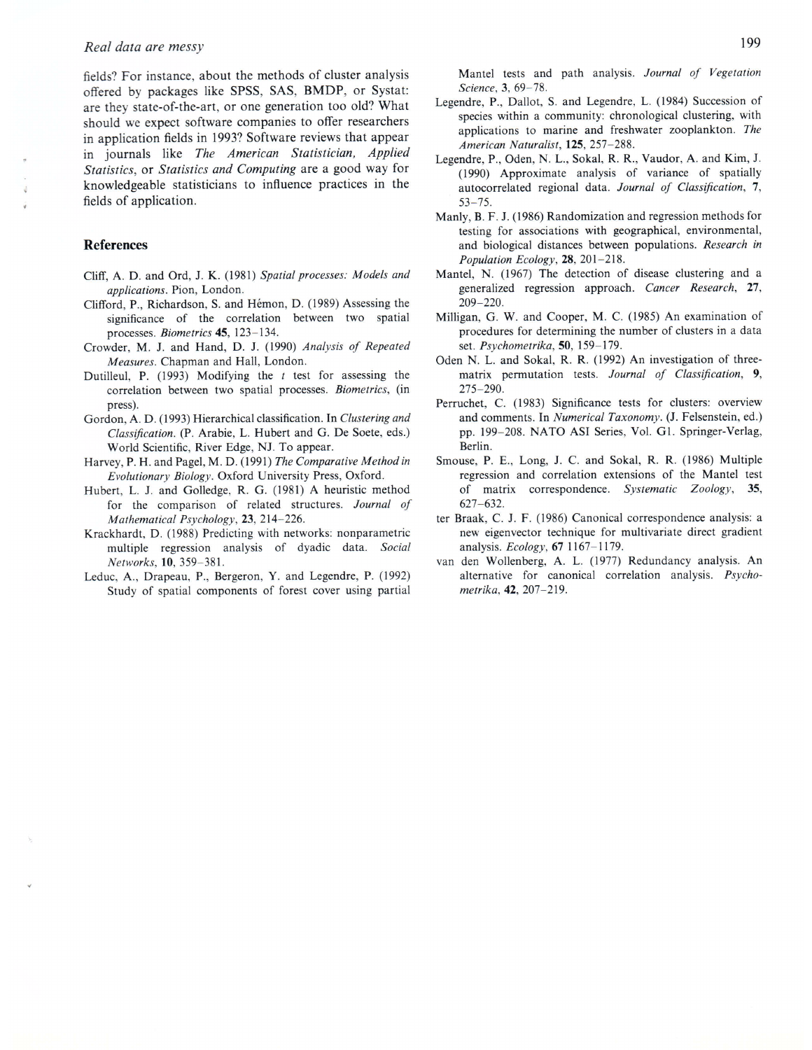fields? For instance, about the methods of cluster analysis offered by packages like SPSS, SAS, BMDP, or Systat: are they state-of-the-art, or one generation too old? What should we expect software companies to offer researchers in application fields in 1993? Software reviews that appear in journals like *The American Statistician*, *Applied Statistics*, or *Statistics and Computing* are a good way for knowledgeable statisticians to influence practices in the fields of application.

## References

Cliff, A. D. and Ord, J. K. (1981) *Spatial processes: Models and applications*. Pion, London.

Clifford, P., Richardson, S. and Hémon, D. (1989) Assessing the significance of the correlation between two spatial processes. *Biometrics* **45**, 123–134.

Crowder, M. J. and Hand, D. J. (1990) *Analysis of Repeated Measures*. Chapman and Hall, London.

Dutilleul, P. (1993) Modifying the *t* test for assessing the correlation between two spatial processes. *Biometrics*, (in press).

Gordon, A. D. (1993) Hierarchical classification. In *Clustering and Classification*. (P. Arabie, L. Hubert and G. De Soete, eds.) World Scientific, River Edge, NJ. To appear.

Harvey, P. H. and Pagel, M. D. (1991) *The Comparative Method in Evolutionary Biology*. Oxford University Press, Oxford.

Hubert, L. J. and Golledge, R. G. (1981) A heuristic method for the comparison of related structures. *Journal of Mathematical Psychology*, **23**, 214–226.

Krackhardt, D. (1988) Predicting with networks: nonparametric multiple regression analysis of dyadic data. *Social Networks*, **10**, 359–381.

Leduc, A., Drapeau, P., Bergeron, Y. and Legendre, P. (1992) Study of spatial components of forest cover using partial Mantel tests and path analysis. *Journal of Vegetation Science*, **3**, 69–78.

Legendre, P., Dallot, S. and Legendre, L. (1984) Succession of species within a community: chronological clustering, with applications to marine and freshwater zooplankton. *The American Naturalist*, **125**, 257–288.

Legendre, P., Oden, N. L., Sokal, R. R., Vaudor, A. and Kim, J. (1990) Approximate analysis of variance of spatially autocorrelated regional data. *Journal of Classification*, **7**, 53–75.

Manly, B. F. J. (1986) Randomization and regression methods for testing for associations with geographical, environmental, and biological distances between populations. *Research in Population Ecology*, **28**, 201–218.

Mantel, N. (1967) The detection of disease clustering and a generalized regression approach. *Cancer Research*, **27**, 209–220.

Milligan, G. W. and Cooper, M. C. (1985) An examination of procedures for determining the number of clusters in a data set. *Psychometrika*, **50**, 159–179.

Oden N. L. and Sokal, R. R. (1992) An investigation of three-matrix permutation tests. *Journal of Classification*, **9**, 275–290.

Perruchet, C. (1983) Significance tests for clusters: overview and comments. In *Numerical Taxonomy*. (J. Felsenstein, ed.) pp. 199–208. NATO ASI Series, Vol. G1. Springer-Verlag, Berlin.

Smouse, P. E., Long, J. C. and Sokal, R. R. (1986) Multiple regression and correlation extensions of the Mantel test of matrix correspondence. *Systematic Zoology*, **35**, 627–632.

ter Braak, C. J. F. (1986) Canonical correspondence analysis: a new eigenvector technique for multivariate direct gradient analysis. *Ecology*, **67** 1167–1179.

van den Wollenberg, A. L. (1977) Redundancy analysis. An alternative for canonical correlation analysis. *Psychometrika*, **42**, 207–219.